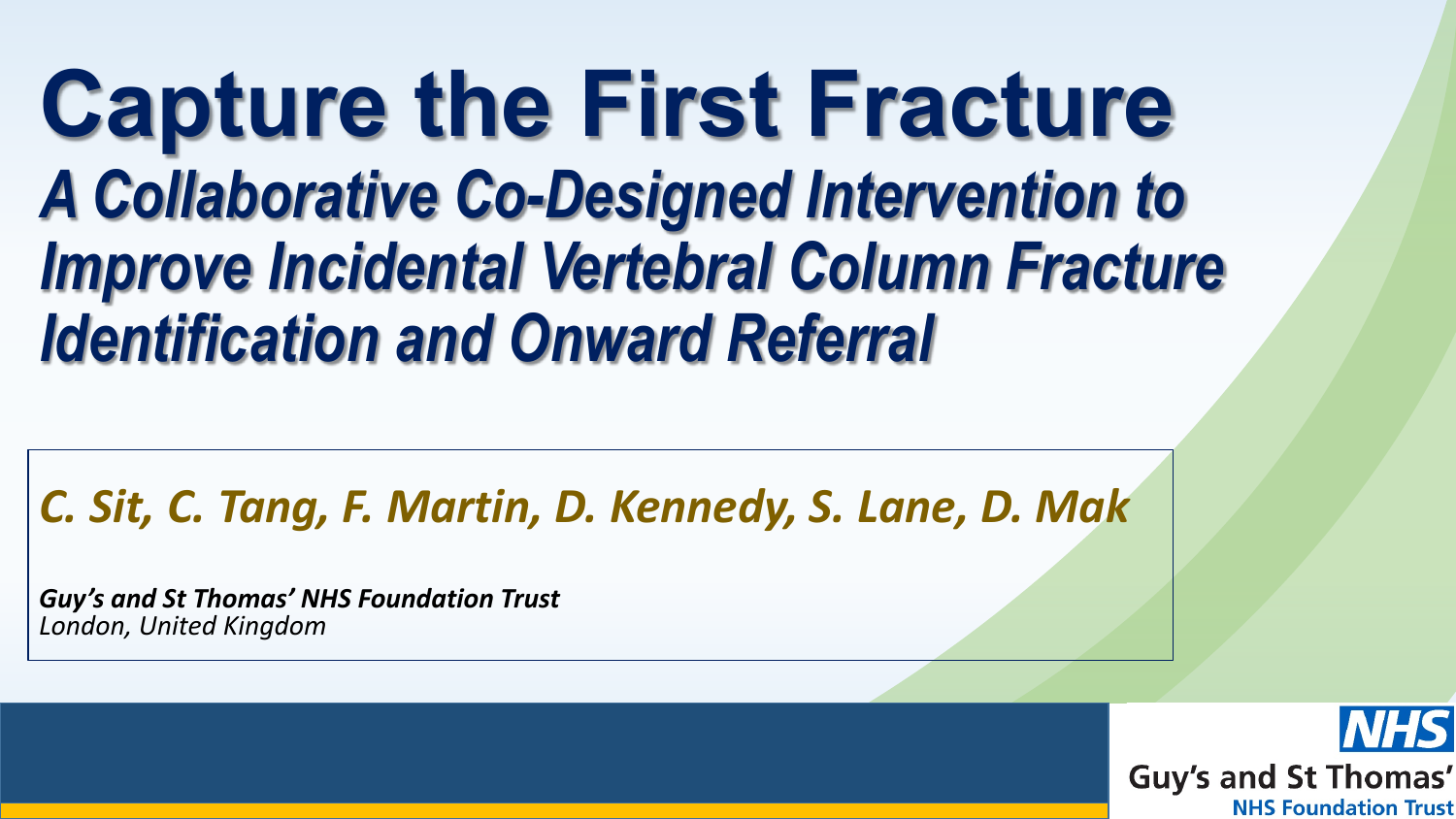# Capture the First Fracture

## *A Collaborative Co-Designed Intervention to Improve Incidental Vertebral Column Fracture Identification and Onward Referral*

*C. Sit, C. Tang, F. Martin, D. Kennedy, S. Lane, D. Mak*

***Guy's and St Thomas' NHS Foundation Trust***
*London, United Kingdom*

NHS
Guy's and St Thomas'
NHS Foundation Trust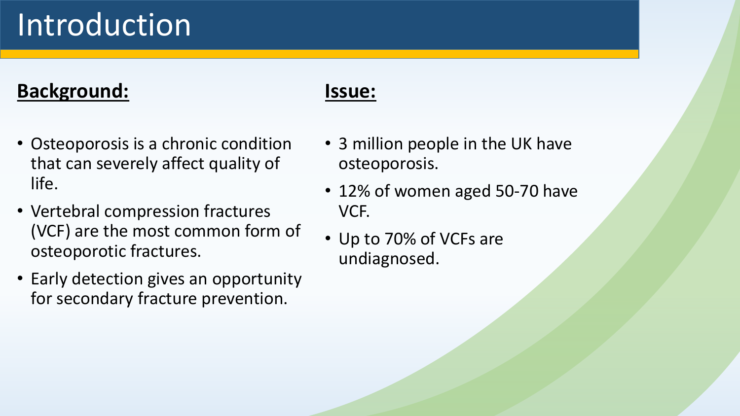# Introduction

## Background:

- Osteoporosis is a chronic condition that can severely affect quality of life.
- Vertebral compression fractures (VCF) are the most common form of osteoporotic fractures.
- Early detection gives an opportunity for secondary fracture prevention.

## Issue:

- 3 million people in the UK have osteoporosis.
- 12% of women aged 50-70 have VCF.
- Up to 70% of VCFs are undiagnosed.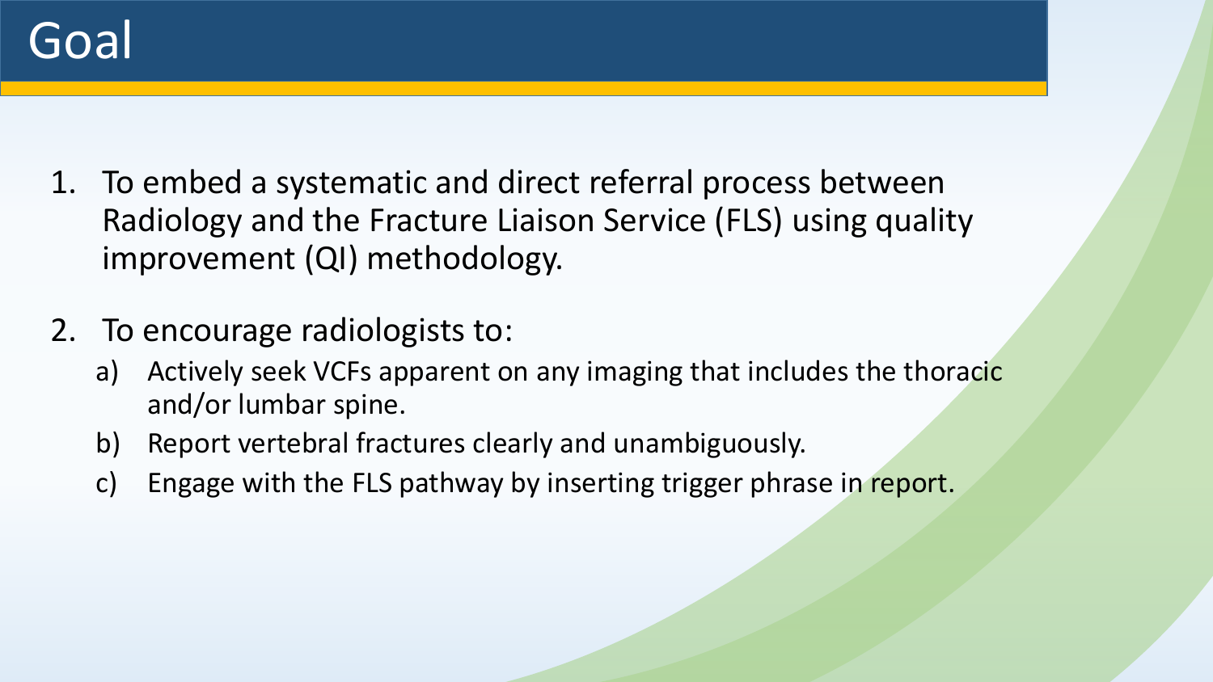# Goal

1. To embed a systematic and direct referral process between Radiology and the Fracture Liaison Service (FLS) using quality improvement (QI) methodology.

2. To encourage radiologists to:
   a) Actively seek VCFs apparent on any imaging that includes the thoracic and/or lumbar spine.
   b) Report vertebral fractures clearly and unambiguously.
   c) Engage with the FLS pathway by inserting trigger phrase in report.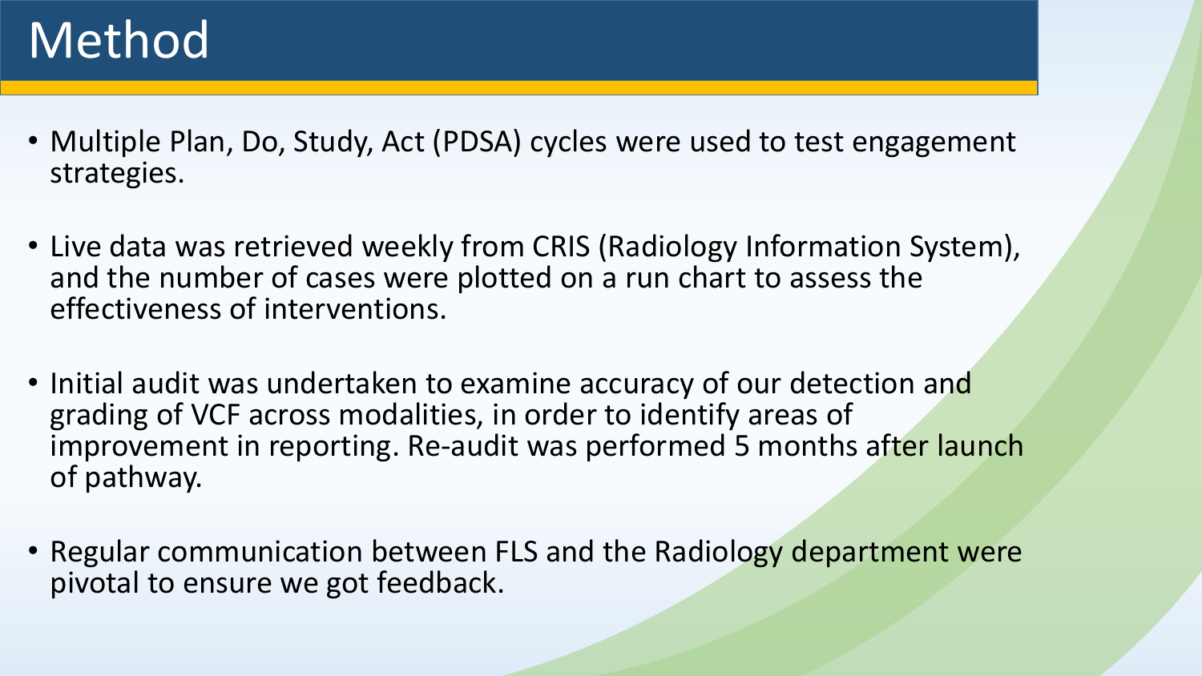# Method

- Multiple Plan, Do, Study, Act (PDSA) cycles were used to test engagement strategies.
- Live data was retrieved weekly from CRIS (Radiology Information System), and the number of cases were plotted on a run chart to assess the effectiveness of interventions.
- Initial audit was undertaken to examine accuracy of our detection and grading of VCF across modalities, in order to identify areas of improvement in reporting. Re-audit was performed 5 months after launch of pathway.
- Regular communication between FLS and the Radiology department were pivotal to ensure we got feedback.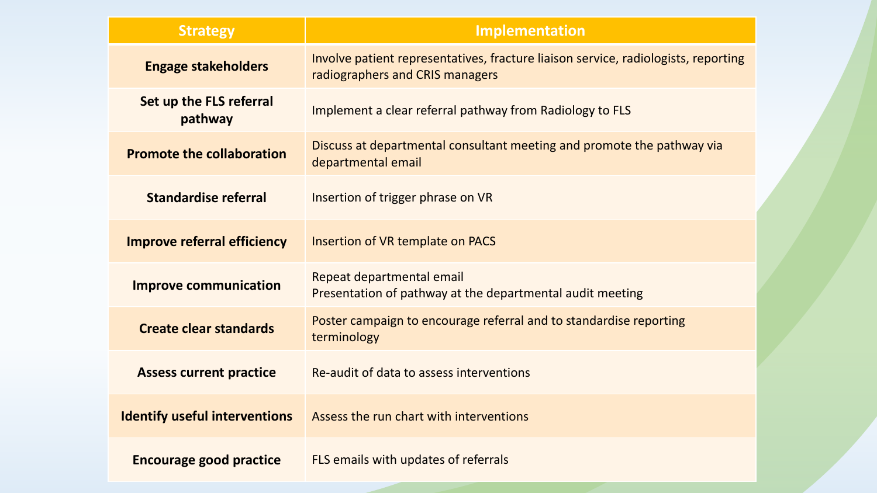| Strategy | Implementation |
| --- | --- |
| **Engage stakeholders** | Involve patient representatives, fracture liaison service, radiologists, reporting radiographers and CRIS managers |
| **Set up the FLS referral pathway** | Implement a clear referral pathway from Radiology to FLS |
| **Promote the collaboration** | Discuss at departmental consultant meeting and promote the pathway via departmental email |
| **Standardise referral** | Insertion of trigger phrase on VR |
| **Improve referral efficiency** | Insertion of VR template on PACS |
| **Improve communication** | Repeat departmental email<br>Presentation of pathway at the departmental audit meeting |
| **Create clear standards** | Poster campaign to encourage referral and to standardise reporting terminology |
| **Assess current practice** | Re-audit of data to assess interventions |
| **Identify useful interventions** | Assess the run chart with interventions |
| **Encourage good practice** | FLS emails with updates of referrals |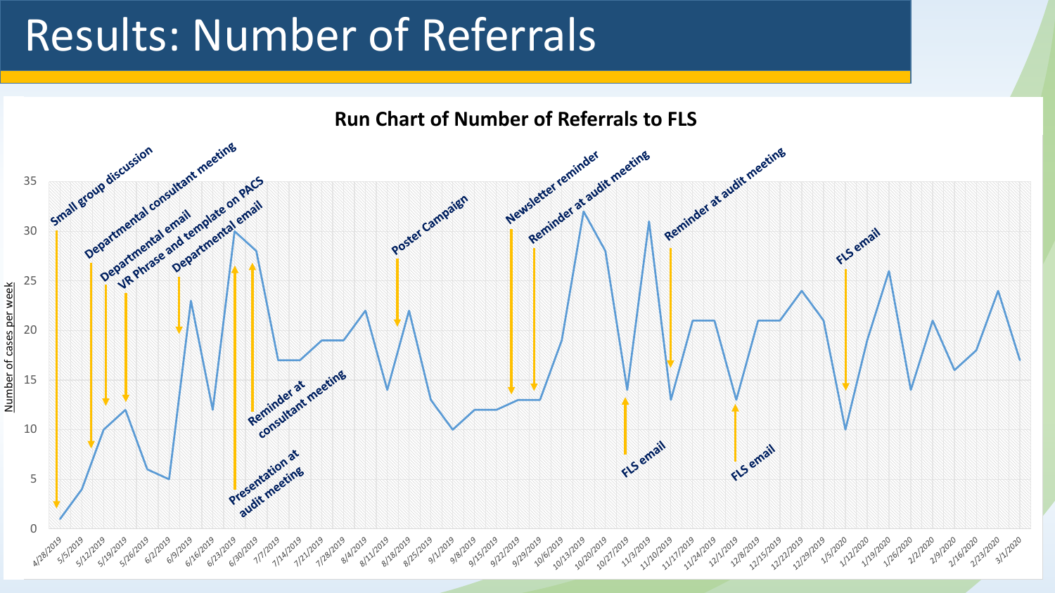# Results: Number of Referrals

**Run Chart of Number of Referrals to FLS**

Y-axis: Number of cases per week (0–35)

X-axis dates: 4/28/2019, 5/5/2019, 5/12/2019, 5/19/2019, 5/26/2019, 6/2/2019, 6/9/2019, 6/16/2019, 6/23/2019, 6/30/2019, 7/7/2019, 7/14/2019, 7/21/2019, 7/28/2019, 8/4/2019, 8/11/2019, 8/18/2019, 8/25/2019, 9/1/2019, 9/8/2019, 9/15/2019, 9/22/2019, 9/29/2019, 10/6/2019, 10/13/2019, 10/20/2019, 10/27/2019, 11/3/2019, 11/10/2019, 11/17/2019, 11/24/2019, 12/1/2019, 12/8/2019, 12/15/2019, 12/22/2019, 12/29/2019, 1/5/2020, 1/12/2020, 1/19/2020, 1/26/2020, 2/2/2020, 2/9/2020, 2/16/2020, 2/23/2020, 3/1/2020

Annotations:
- Small group discussion
- Departmental consultant meeting
- Departmental email
- VR Phrase and template on PACS
- Departmental email
- Presentation at audit meeting
- Reminder at consultant meeting
- Poster Campaign
- Newsletter reminder
- Reminder at audit meeting
- FLS email
- Reminder at audit meeting
- FLS email
- FLS email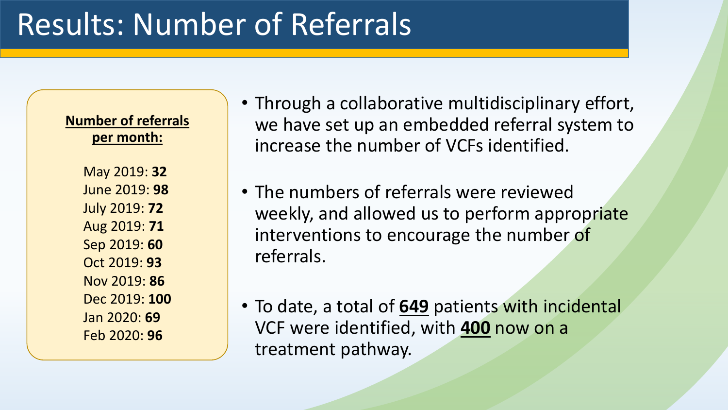# Results: Number of Referrals

**Number of referrals per month:**

May 2019: **32**
June 2019: **98**
July 2019: **72**
Aug 2019: **71**
Sep 2019: **60**
Oct 2019: **93**
Nov 2019: **86**
Dec 2019: **100**
Jan 2020: **69**
Feb 2020: **96**

- Through a collaborative multidisciplinary effort, we have set up an embedded referral system to increase the number of VCFs identified.
- The numbers of referrals were reviewed weekly, and allowed us to perform appropriate interventions to encourage the number of referrals.
- To date, a total of **649** patients with incidental VCF were identified, with **400** now on a treatment pathway.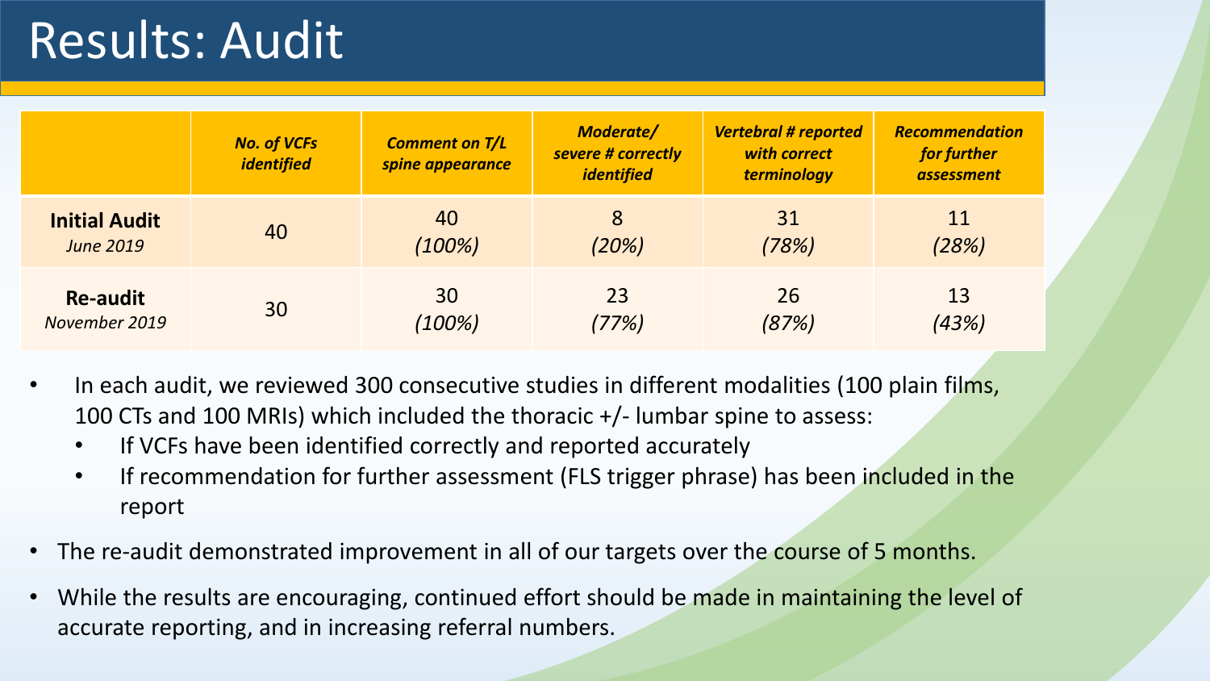# Results: Audit

| | *No. of VCFs identified* | *Comment on T/L spine appearance* | *Moderate/ severe # correctly identified* | *Vertebral # reported with correct terminology* | *Recommendation for further assessment* |
|---|---|---|---|---|---|
| **Initial Audit** *June 2019* | 40 | 40 *(100%)* | 8 *(20%)* | 31 *(78%)* | 11 *(28%)* |
| **Re-audit** *November 2019* | 30 | 30 *(100%)* | 23 *(77%)* | 26 *(87%)* | 13 *(43%)* |

- In each audit, we reviewed 300 consecutive studies in different modalities (100 plain films, 100 CTs and 100 MRIs) which included the thoracic +/- lumbar spine to assess:
  - If VCFs have been identified correctly and reported accurately
  - If recommendation for further assessment (FLS trigger phrase) has been included in the report
- The re-audit demonstrated improvement in all of our targets over the course of 5 months.
- While the results are encouraging, continued effort should be made in maintaining the level of accurate reporting, and in increasing referral numbers.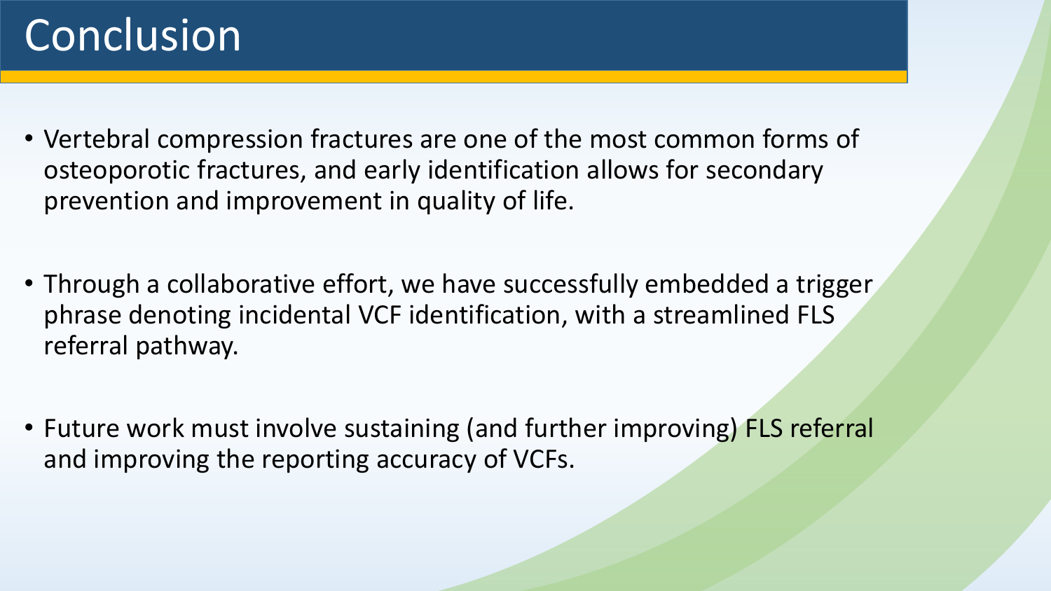# Conclusion

- Vertebral compression fractures are one of the most common forms of osteoporotic fractures, and early identification allows for secondary prevention and improvement in quality of life.
- Through a collaborative effort, we have successfully embedded a trigger phrase denoting incidental VCF identification, with a streamlined FLS referral pathway.
- Future work must involve sustaining (and further improving) FLS referral and improving the reporting accuracy of VCFs.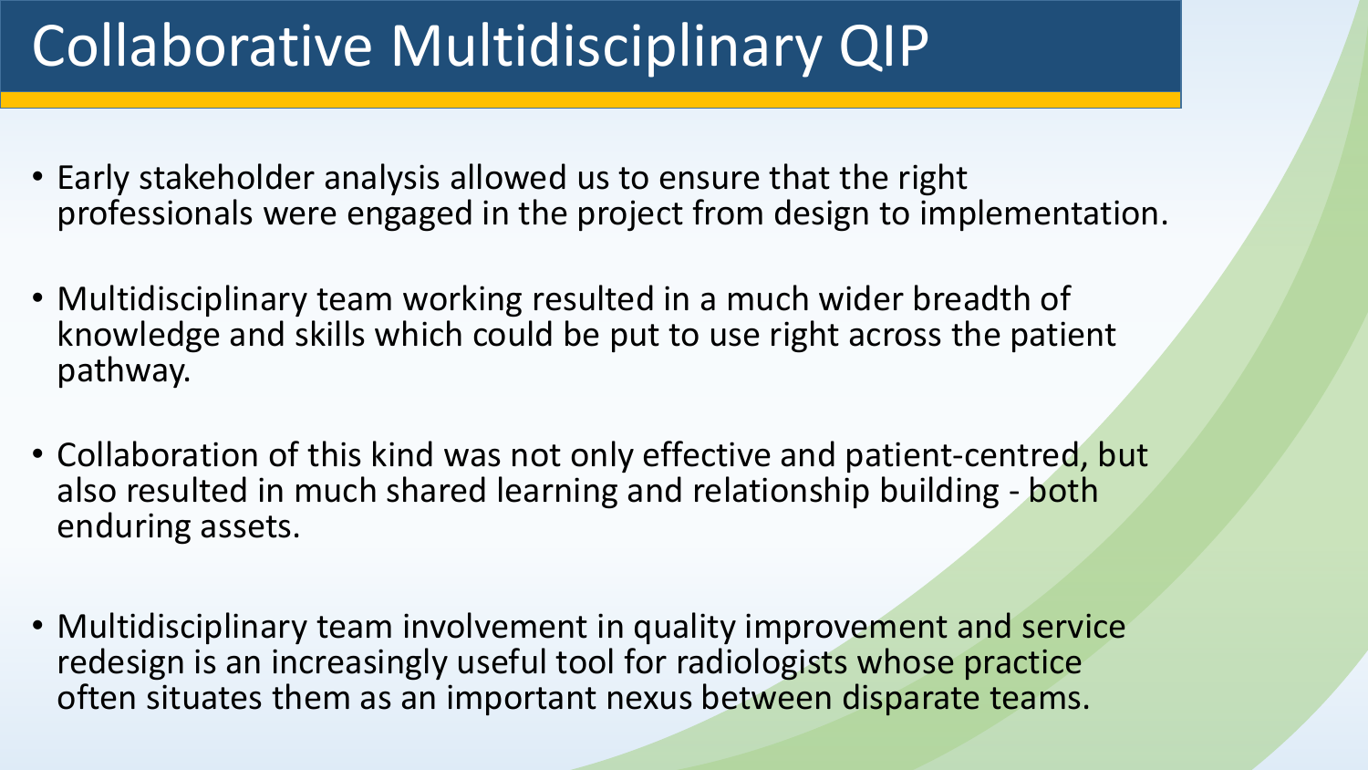# Collaborative Multidisciplinary QIP

- Early stakeholder analysis allowed us to ensure that the right professionals were engaged in the project from design to implementation.
- Multidisciplinary team working resulted in a much wider breadth of knowledge and skills which could be put to use right across the patient pathway.
- Collaboration of this kind was not only effective and patient-centred, but also resulted in much shared learning and relationship building - both enduring assets.
- Multidisciplinary team involvement in quality improvement and service redesign is an increasingly useful tool for radiologists whose practice often situates them as an important nexus between disparate teams.